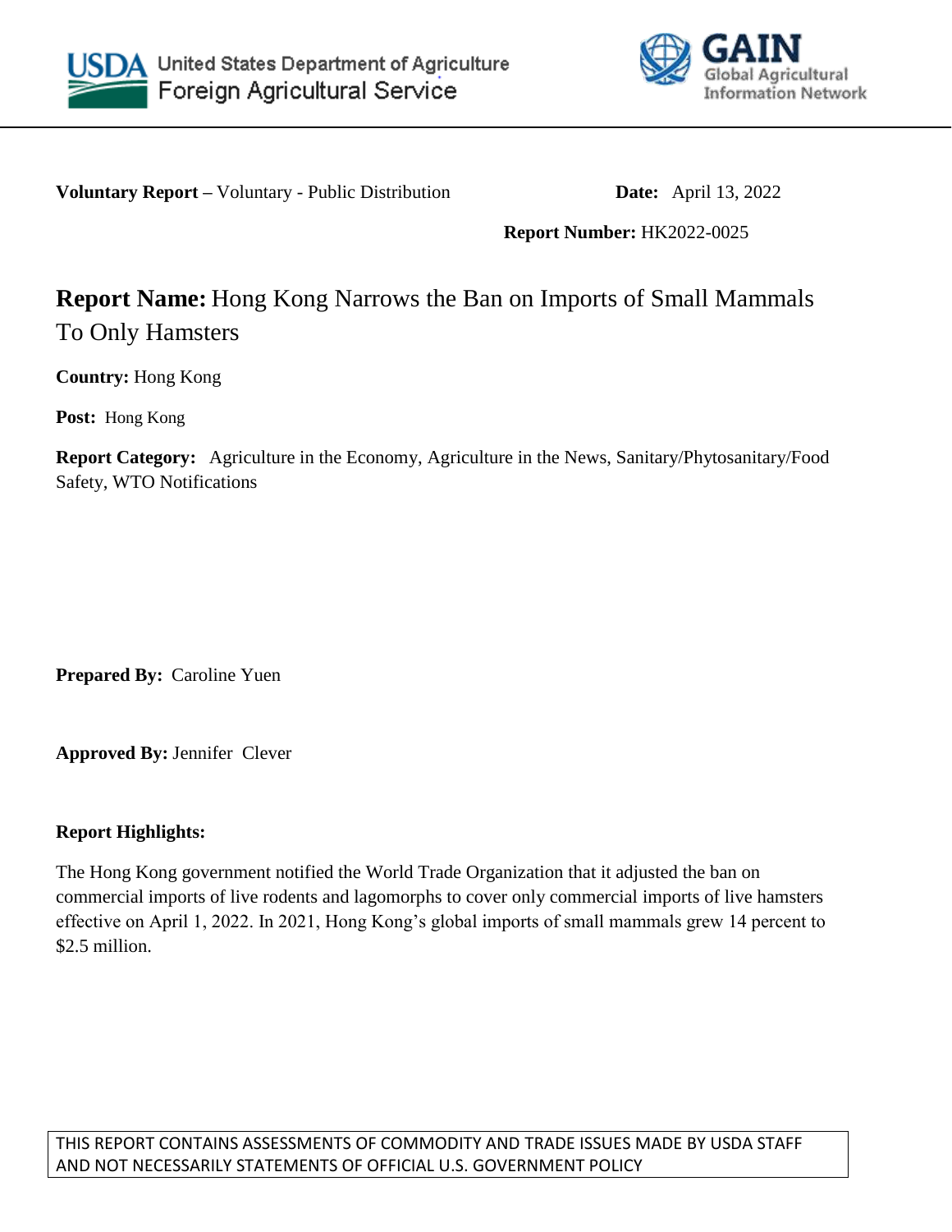United States Department of Agriculture
Foreign Agricultural Service

GAIN
Global Agricultural Information Network

**Voluntary Report –** Voluntary - Public Distribution

**Date:** April 13, 2022

**Report Number:** HK2022-0025

# **Report Name:** Hong Kong Narrows the Ban on Imports of Small Mammals To Only Hamsters

**Country:** Hong Kong

**Post:** Hong Kong

**Report Category:** Agriculture in the Economy, Agriculture in the News, Sanitary/Phytosanitary/Food Safety, WTO Notifications

**Prepared By:** Caroline Yuen

**Approved By:** Jennifer Clever

**Report Highlights:**

The Hong Kong government notified the World Trade Organization that it adjusted the ban on commercial imports of live rodents and lagomorphs to cover only commercial imports of live hamsters effective on April 1, 2022. In 2021, Hong Kong's global imports of small mammals grew 14 percent to $2.5 million.

THIS REPORT CONTAINS ASSESSMENTS OF COMMODITY AND TRADE ISSUES MADE BY USDA STAFF AND NOT NECESSARILY STATEMENTS OF OFFICIAL U.S. GOVERNMENT POLICY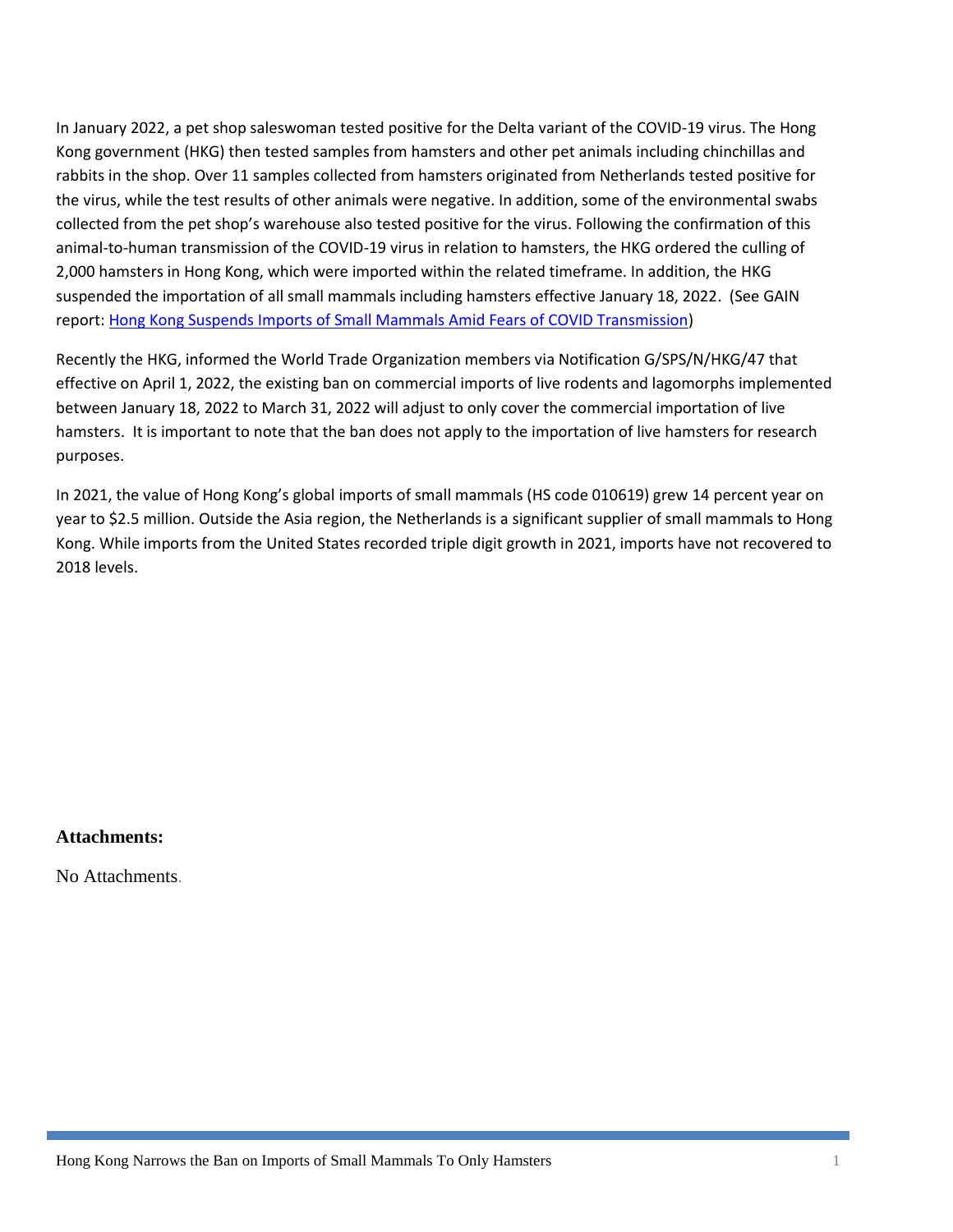In January 2022, a pet shop saleswoman tested positive for the Delta variant of the COVID-19 virus. The Hong Kong government (HKG) then tested samples from hamsters and other pet animals including chinchillas and rabbits in the shop. Over 11 samples collected from hamsters originated from Netherlands tested positive for the virus, while the test results of other animals were negative. In addition, some of the environmental swabs collected from the pet shop's warehouse also tested positive for the virus. Following the confirmation of this animal-to-human transmission of the COVID-19 virus in relation to hamsters, the HKG ordered the culling of 2,000 hamsters in Hong Kong, which were imported within the related timeframe. In addition, the HKG suspended the importation of all small mammals including hamsters effective January 18, 2022. (See GAIN report: [Hong Kong Suspends Imports of Small Mammals Amid Fears of COVID Transmission])

Recently the HKG, informed the World Trade Organization members via Notification G/SPS/N/HKG/47 that effective on April 1, 2022, the existing ban on commercial imports of live rodents and lagomorphs implemented between January 18, 2022 to March 31, 2022 will adjust to only cover the commercial importation of live hamsters. It is important to note that the ban does not apply to the importation of live hamsters for research purposes.

In 2021, the value of Hong Kong's global imports of small mammals (HS code 010619) grew 14 percent year on year to $2.5 million. Outside the Asia region, the Netherlands is a significant supplier of small mammals to Hong Kong. While imports from the United States recorded triple digit growth in 2021, imports have not recovered to 2018 levels.

**Attachments:**

No Attachments.